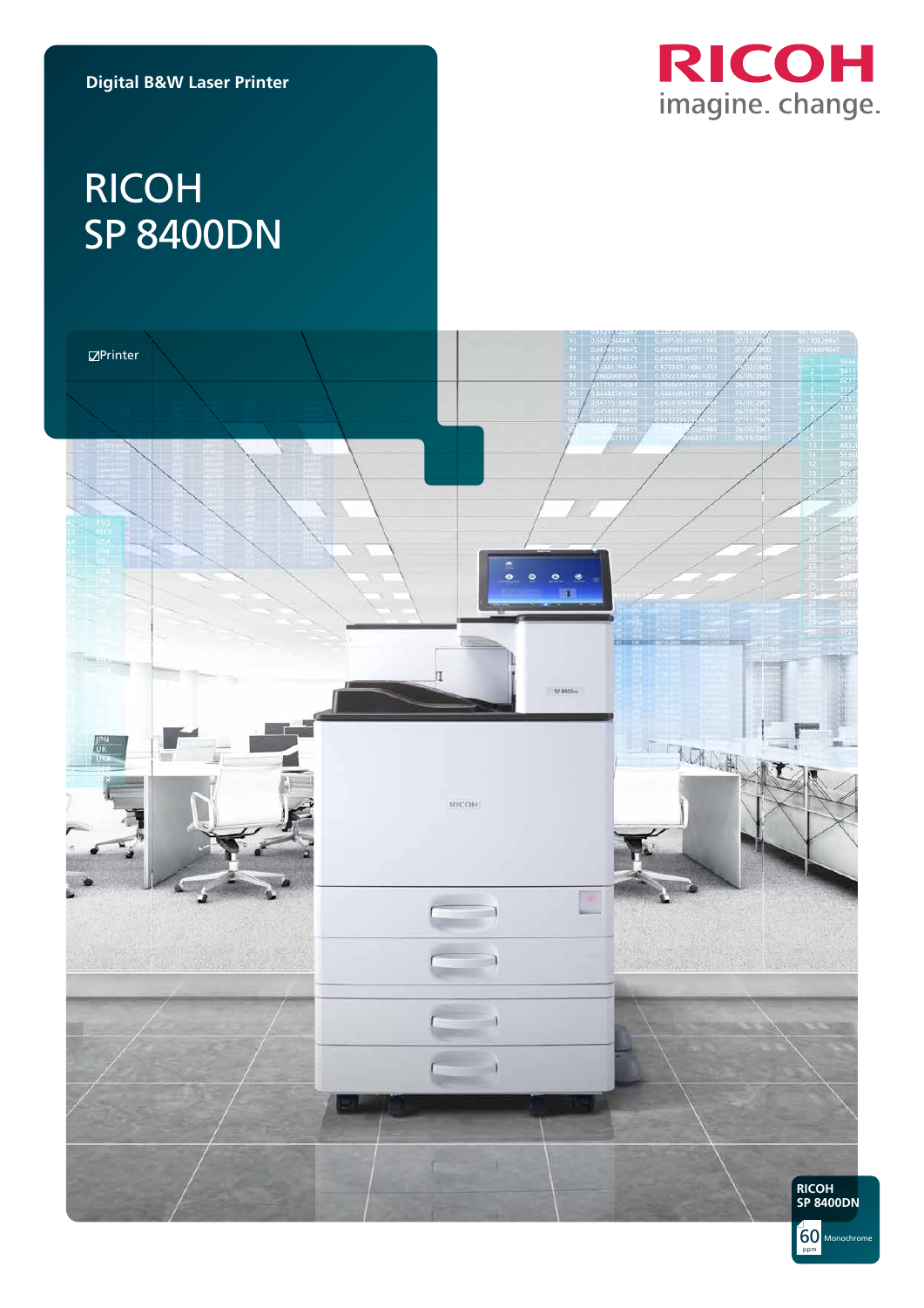Digital B&W Laser Printer

# RICOH SP 8400DN

RICOH
imagine. change.

☑Printer

RICOH SP 8400DN

60 ppm Monochrome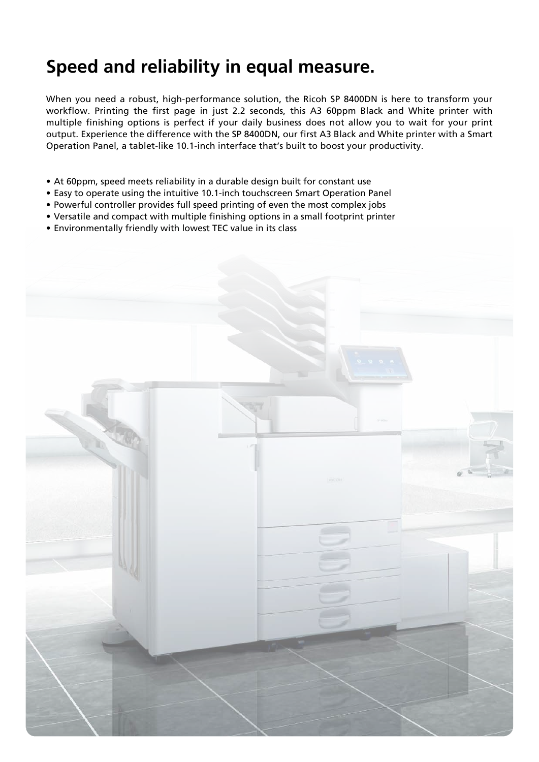# Speed and reliability in equal measure.

When you need a robust, high-performance solution, the Ricoh SP 8400DN is here to transform your workflow. Printing the first page in just 2.2 seconds, this A3 60ppm Black and White printer with multiple finishing options is perfect if your daily business does not allow you to wait for your print output. Experience the difference with the SP 8400DN, our first A3 Black and White printer with a Smart Operation Panel, a tablet-like 10.1-inch interface that's built to boost your productivity.

- At 60ppm, speed meets reliability in a durable design built for constant use
- Easy to operate using the intuitive 10.1-inch touchscreen Smart Operation Panel
- Powerful controller provides full speed printing of even the most complex jobs
- Versatile and compact with multiple finishing options in a small footprint printer
- Environmentally friendly with lowest TEC value in its class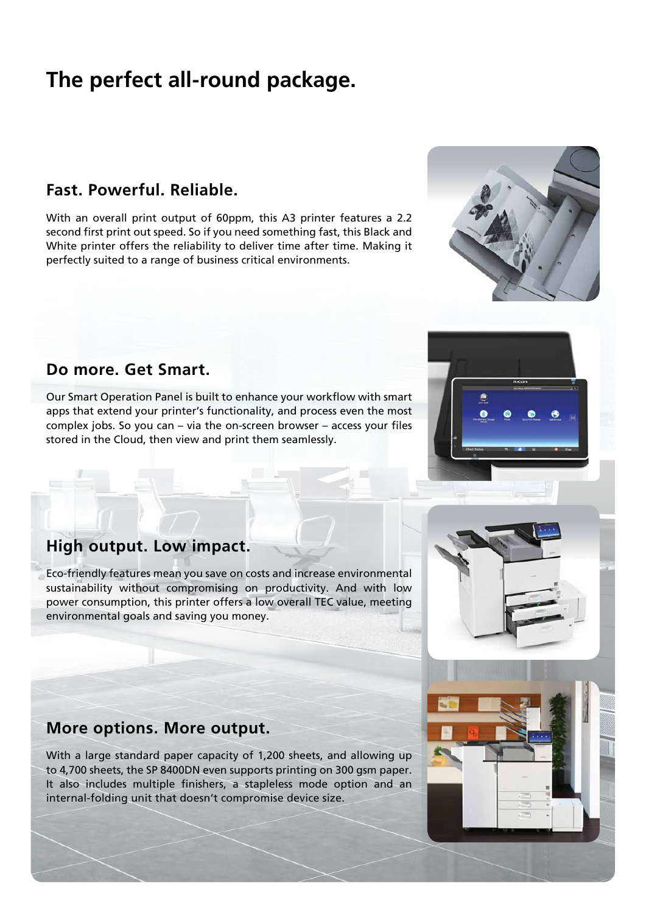# The perfect all-round package.

## Fast. Powerful. Reliable.

With an overall print output of 60ppm, this A3 printer features a 2.2 second first print out speed. So if you need something fast, this Black and White printer offers the reliability to deliver time after time. Making it perfectly suited to a range of business critical environments.

## Do more. Get Smart.

Our Smart Operation Panel is built to enhance your workflow with smart apps that extend your printer's functionality, and process even the most complex jobs. So you can – via the on-screen browser – access your files stored in the Cloud, then view and print them seamlessly.

## High output. Low impact.

Eco-friendly features mean you save on costs and increase environmental sustainability without compromising on productivity. And with low power consumption, this printer offers a low overall TEC value, meeting environmental goals and saving you money.

## More options. More output.

With a large standard paper capacity of 1,200 sheets, and allowing up to 4,700 sheets, the SP 8400DN even supports printing on 300 gsm paper. It also includes multiple finishers, a stapleless mode option and an internal-folding unit that doesn't compromise device size.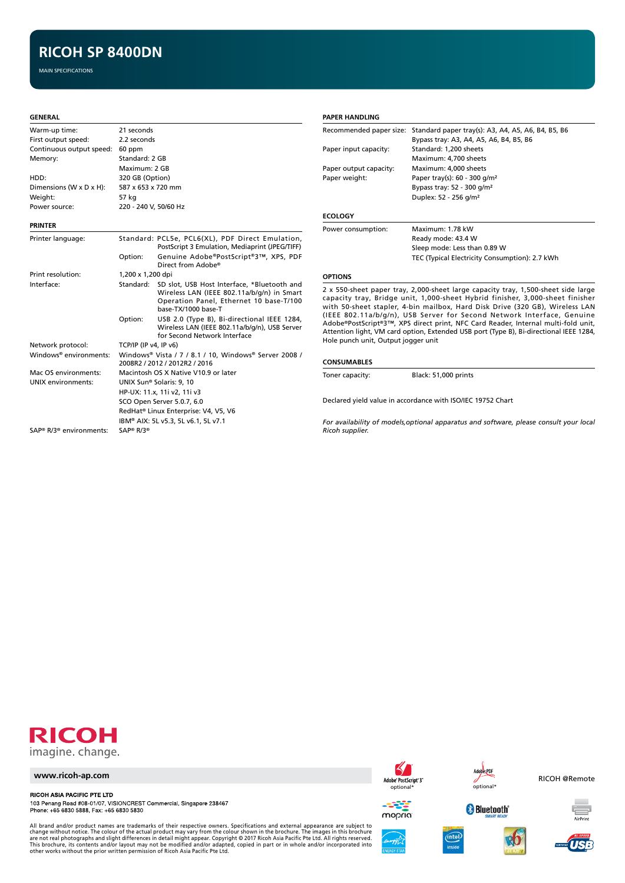# RICOH SP 8400DN

MAIN SPECIFICATIONS

## GENERAL

| | |
|---|---|
| Warm-up time: | 21 seconds |
| First output speed: | 2.2 seconds |
| Continuous output speed: | 60 ppm |
| Memory: | Standard: 2 GB<br>Maximum: 2 GB |
| HDD: | 320 GB (Option) |
| Dimensions (W x D x H): | 587 x 653 x 720 mm |
| Weight: | 57 kg |
| Power source: | 220 - 240 V, 50/60 Hz |

## PRINTER

| | |
|---|---|
| Printer language: | Standard: PCL5e, PCL6(XL), PDF Direct Emulation, PostScript 3 Emulation, Mediaprint (JPEG/TIFF)<br>Option: Genuine Adobe®PostScript®3™, XPS, PDF Direct from Adobe® |
| Print resolution: | 1,200 x 1,200 dpi |
| Interface: | Standard: SD slot, USB Host Interface, *Bluetooth and Wireless LAN (IEEE 802.11a/b/g/n) in Smart Operation Panel, Ethernet 10 base-T/100 base-TX/1000 base-T<br>Option: USB 2.0 (Type B), Bi-directional IEEE 1284, Wireless LAN (IEEE 802.11a/b/g/n), USB Server for Second Network Interface |
| Network protocol: | TCP/IP (IP v4, IP v6) |
| Windows® environments: | Windows® Vista / 7 / 8.1 / 10, Windows® Server 2008 / 2008R2 / 2012 / 2012R2 / 2016 |
| Mac OS environments: | Macintosh OS X Native V10.9 or later |
| UNIX environments: | UNIX Sun® Solaris: 9, 10<br>HP-UX: 11.x, 11i v2, 11i v3<br>SCO Open Server 5.0.7, 6.0<br>RedHat® Linux Enterprise: V4, V5, V6<br>IBM® AIX: 5L v5.3, 5L v6.1, 5L v7.1 |
| SAP® R/3® environments: | SAP® R/3® |

## PAPER HANDLING

| | |
|---|---|
| Recommended paper size: | Standard paper tray(s): A3, A4, A5, A6, B4, B5, B6<br>Bypass tray: A3, A4, A5, A6, B4, B5, B6 |
| Paper input capacity: | Standard: 1,200 sheets<br>Maximum: 4,700 sheets |
| Paper output capacity: | Maximum: 4,000 sheets |
| Paper weight: | Paper tray(s): 60 - 300 g/m²<br>Bypass tray: 52 - 300 g/m²<br>Duplex: 52 - 256 g/m² |

## ECOLOGY

| | |
|---|---|
| Power consumption: | Maximum: 1.78 kW<br>Ready mode: 43.4 W<br>Sleep mode: Less than 0.89 W<br>TEC (Typical Electricity Consumption): 2.7 kWh |

## OPTIONS

2 x 550-sheet paper tray, 2,000-sheet large capacity tray, 1,500-sheet side large capacity tray, Bridge unit, 1,000-sheet Hybrid finisher, 3,000-sheet finisher with 50-sheet stapler, 4-bin mailbox, Hard Disk Drive (320 GB), Wireless LAN (IEEE 802.11a/b/g/n), USB Server for Second Network Interface, Genuine Adobe®PostScript®3™, XPS direct print, NFC Card Reader, Internal multi-fold unit, Attention light, VM card option, Extended USB port (Type B), Bi-directional IEEE 1284, Hole punch unit, Output jogger unit

## CONSUMABLES

| | |
|---|---|
| Toner capacity: | Black: 51,000 prints |

Declared yield value in accordance with ISO/IEC 19752 Chart

*For availability of models,optional apparatus and software, please consult your local Ricoh supplier.*

RICOH
imagine. change.

www.ricoh-ap.com

**RICOH ASIA PACIFIC PTE LTD**
103 Penang Road #08-01/07, VISIONCREST Commercial, Singapore 238467
Phone: +65 6830 5888, Fax: +65 6830 5830

All brand and/or product names are trademarks of their respective owners. Specifications and external appearance are subject to change without notice. The colour of the actual product may vary from the colour shown in the brochure. The images in this brochure are not real photographs and slight differences in detail might appear. Copyright © 2017 Ricoh Asia Pacific Pte Ltd. All rights reserved. This brochure, its contents and/or layout may not be modified and/or adapted, copied in part or in whole and/or incorporated into other works without the prior written permission of Ricoh Asia Pacific Pte Ltd.

Adobe® PostScript® 3™ optional*

Adobe PDF optional*

RICOH @Remote

mopria

Bluetooth SMART READY

AirPrint